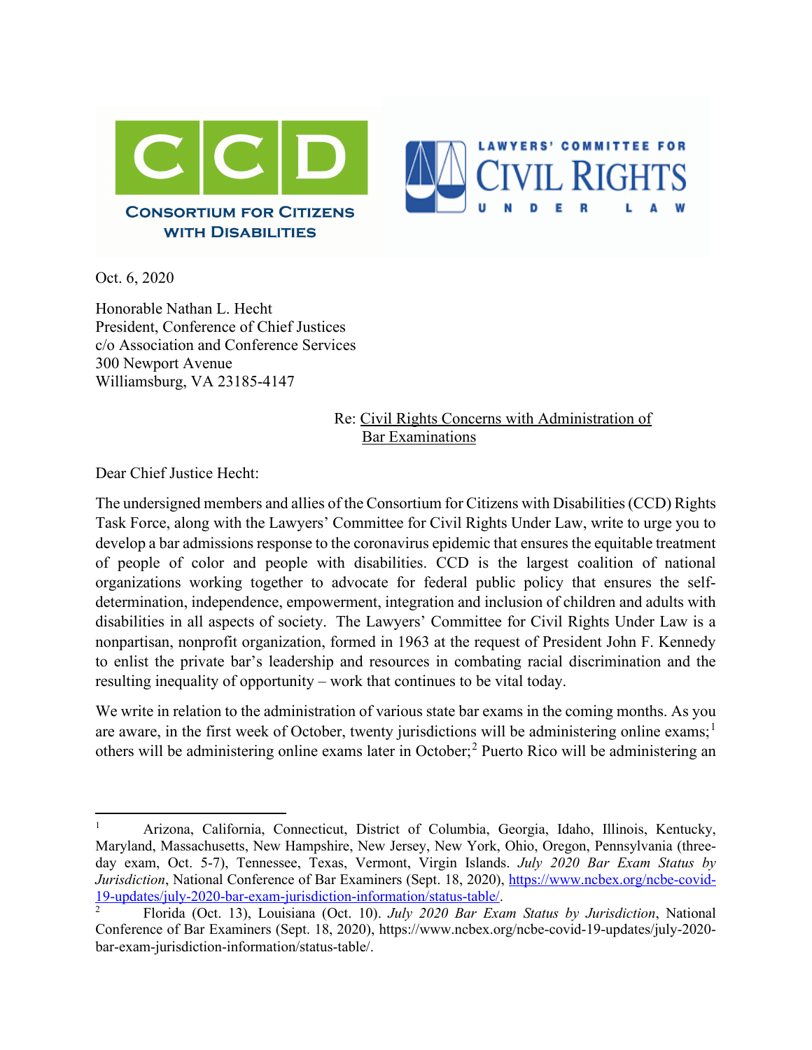CONSORTIUM FOR CITIZENS WITH DISABILITIES

LAWYERS' COMMITTEE FOR CIVIL RIGHTS UNDER LAW

Oct. 6, 2020

Honorable Nathan L. Hecht
President, Conference of Chief Justices
c/o Association and Conference Services
300 Newport Avenue
Williamsburg, VA 23185-4147

Re: Civil Rights Concerns with Administration of Bar Examinations

Dear Chief Justice Hecht:

The undersigned members and allies of the Consortium for Citizens with Disabilities (CCD) Rights Task Force, along with the Lawyers' Committee for Civil Rights Under Law, write to urge you to develop a bar admissions response to the coronavirus epidemic that ensures the equitable treatment of people of color and people with disabilities. CCD is the largest coalition of national organizations working together to advocate for federal public policy that ensures the self-determination, independence, empowerment, integration and inclusion of children and adults with disabilities in all aspects of society. The Lawyers' Committee for Civil Rights Under Law is a nonpartisan, nonprofit organization, formed in 1963 at the request of President John F. Kennedy to enlist the private bar's leadership and resources in combating racial discrimination and the resulting inequality of opportunity – work that continues to be vital today.

We write in relation to the administration of various state bar exams in the coming months. As you are aware, in the first week of October, twenty jurisdictions will be administering online exams;[1] others will be administering online exams later in October;[2] Puerto Rico will be administering an

---

[1] Arizona, California, Connecticut, District of Columbia, Georgia, Idaho, Illinois, Kentucky, Maryland, Massachusetts, New Hampshire, New Jersey, New York, Ohio, Oregon, Pennsylvania (three-day exam, Oct. 5-7), Tennessee, Texas, Vermont, Virgin Islands. *July 2020 Bar Exam Status by Jurisdiction*, National Conference of Bar Examiners (Sept. 18, 2020), https://www.ncbex.org/ncbe-covid-19-updates/july-2020-bar-exam-jurisdiction-information/status-table/.

[2] Florida (Oct. 13), Louisiana (Oct. 10). *July 2020 Bar Exam Status by Jurisdiction*, National Conference of Bar Examiners (Sept. 18, 2020), https://www.ncbex.org/ncbe-covid-19-updates/july-2020-bar-exam-jurisdiction-information/status-table/.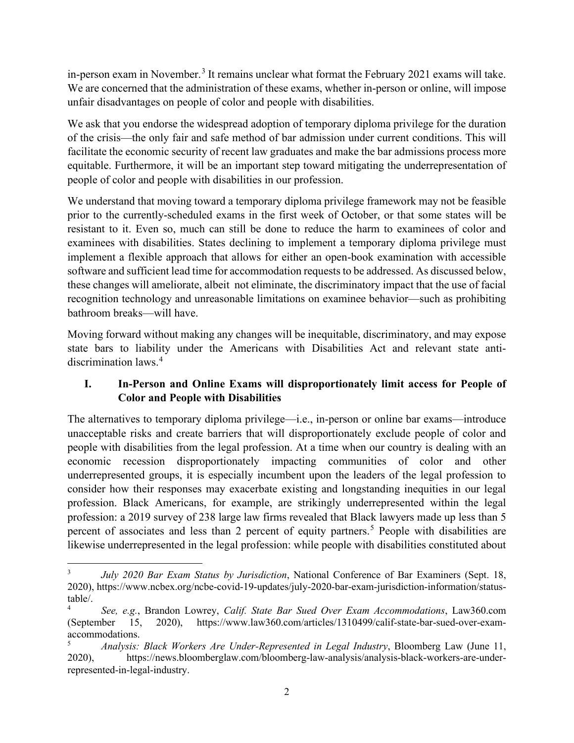in-person exam in November.[3] It remains unclear what format the February 2021 exams will take. We are concerned that the administration of these exams, whether in-person or online, will impose unfair disadvantages on people of color and people with disabilities.

We ask that you endorse the widespread adoption of temporary diploma privilege for the duration of the crisis—the only fair and safe method of bar admission under current conditions. This will facilitate the economic security of recent law graduates and make the bar admissions process more equitable. Furthermore, it will be an important step toward mitigating the underrepresentation of people of color and people with disabilities in our profession.

We understand that moving toward a temporary diploma privilege framework may not be feasible prior to the currently-scheduled exams in the first week of October, or that some states will be resistant to it. Even so, much can still be done to reduce the harm to examinees of color and examinees with disabilities. States declining to implement a temporary diploma privilege must implement a flexible approach that allows for either an open-book examination with accessible software and sufficient lead time for accommodation requests to be addressed. As discussed below, these changes will ameliorate, albeit not eliminate, the discriminatory impact that the use of facial recognition technology and unreasonable limitations on examinee behavior—such as prohibiting bathroom breaks—will have.

Moving forward without making any changes will be inequitable, discriminatory, and may expose state bars to liability under the Americans with Disabilities Act and relevant state anti-discrimination laws.[4]

## I. In-Person and Online Exams will disproportionately limit access for People of Color and People with Disabilities

The alternatives to temporary diploma privilege—i.e., in-person or online bar exams—introduce unacceptable risks and create barriers that will disproportionately exclude people of color and people with disabilities from the legal profession. At a time when our country is dealing with an economic recession disproportionately impacting communities of color and other underrepresented groups, it is especially incumbent upon the leaders of the legal profession to consider how their responses may exacerbate existing and longstanding inequities in our legal profession. Black Americans, for example, are strikingly underrepresented within the legal profession: a 2019 survey of 238 large law firms revealed that Black lawyers made up less than 5 percent of associates and less than 2 percent of equity partners.[5] People with disabilities are likewise underrepresented in the legal profession: while people with disabilities constituted about

---

[3] *July 2020 Bar Exam Status by Jurisdiction*, National Conference of Bar Examiners (Sept. 18, 2020), https://www.ncbex.org/ncbe-covid-19-updates/july-2020-bar-exam-jurisdiction-information/status-table/.

[4] *See, e.g.*, Brandon Lowrey, *Calif. State Bar Sued Over Exam Accommodations*, Law360.com (September 15, 2020), https://www.law360.com/articles/1310499/calif-state-bar-sued-over-exam-accommodations.

[5] *Analysis: Black Workers Are Under-Represented in Legal Industry*, Bloomberg Law (June 11, 2020), https://news.bloomberglaw.com/bloomberg-law-analysis/analysis-black-workers-are-under-represented-in-legal-industry.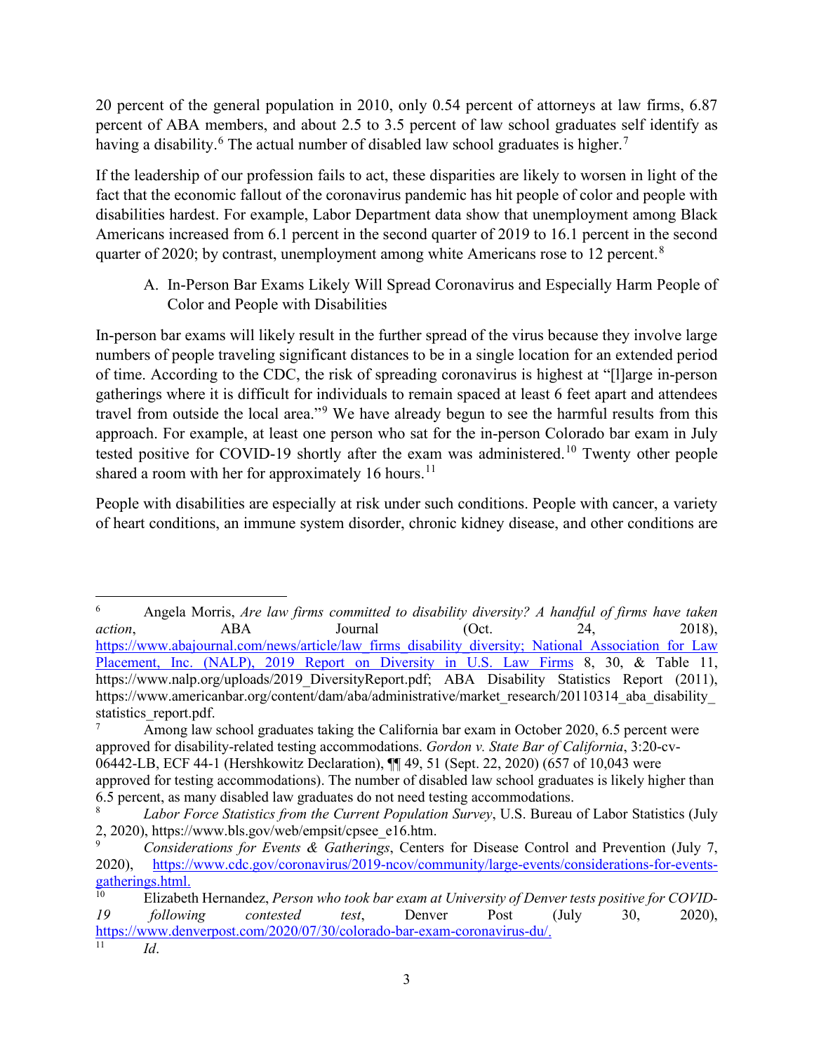20 percent of the general population in 2010, only 0.54 percent of attorneys at law firms, 6.87 percent of ABA members, and about 2.5 to 3.5 percent of law school graduates self identify as having a disability.[6] The actual number of disabled law school graduates is higher.[7]

If the leadership of our profession fails to act, these disparities are likely to worsen in light of the fact that the economic fallout of the coronavirus pandemic has hit people of color and people with disabilities hardest. For example, Labor Department data show that unemployment among Black Americans increased from 6.1 percent in the second quarter of 2019 to 16.1 percent in the second quarter of 2020; by contrast, unemployment among white Americans rose to 12 percent.[8]

A. In-Person Bar Exams Likely Will Spread Coronavirus and Especially Harm People of Color and People with Disabilities

In-person bar exams will likely result in the further spread of the virus because they involve large numbers of people traveling significant distances to be in a single location for an extended period of time. According to the CDC, the risk of spreading coronavirus is highest at "[l]arge in-person gatherings where it is difficult for individuals to remain spaced at least 6 feet apart and attendees travel from outside the local area."[9] We have already begun to see the harmful results from this approach. For example, at least one person who sat for the in-person Colorado bar exam in July tested positive for COVID-19 shortly after the exam was administered.[10] Twenty other people shared a room with her for approximately 16 hours.[11]

People with disabilities are especially at risk under such conditions. People with cancer, a variety of heart conditions, an immune system disorder, chronic kidney disease, and other conditions are

---

[6] Angela Morris, *Are law firms committed to disability diversity? A handful of firms have taken action*, ABA Journal (Oct. 24, 2018), https://www.abajournal.com/news/article/law_firms_disability_diversity; National Association for Law Placement, Inc. (NALP), 2019 Report on Diversity in U.S. Law Firms 8, 30, & Table 11, https://www.nalp.org/uploads/2019_DiversityReport.pdf; ABA Disability Statistics Report (2011), https://www.americanbar.org/content/dam/aba/administrative/market_research/20110314_aba_disability_statistics_report.pdf.

[7] Among law school graduates taking the California bar exam in October 2020, 6.5 percent were approved for disability-related testing accommodations. *Gordon v. State Bar of California*, 3:20-cv-06442-LB, ECF 44-1 (Hershkowitz Declaration), ¶¶ 49, 51 (Sept. 22, 2020) (657 of 10,043 were approved for testing accommodations). The number of disabled law school graduates is likely higher than 6.5 percent, as many disabled law graduates do not need testing accommodations.

[8] *Labor Force Statistics from the Current Population Survey*, U.S. Bureau of Labor Statistics (July 2, 2020), https://www.bls.gov/web/empsit/cpsee_e16.htm.

[9] *Considerations for Events & Gatherings*, Centers for Disease Control and Prevention (July 7, 2020), https://www.cdc.gov/coronavirus/2019-ncov/community/large-events/considerations-for-events-gatherings.html.

[10] Elizabeth Hernandez, *Person who took bar exam at University of Denver tests positive for COVID-19 following contested test*, Denver Post (July 30, 2020), https://www.denverpost.com/2020/07/30/colorado-bar-exam-coronavirus-du/.

[11] *Id*.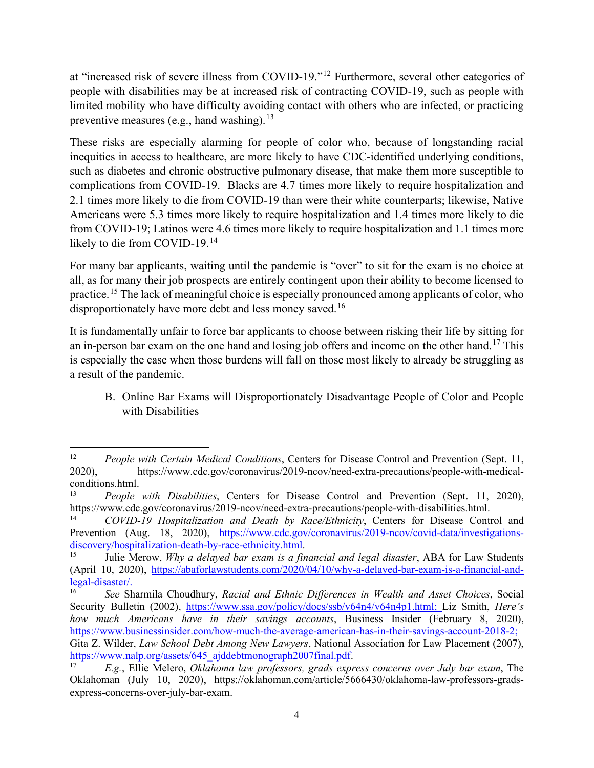at "increased risk of severe illness from COVID-19."[12] Furthermore, several other categories of people with disabilities may be at increased risk of contracting COVID-19, such as people with limited mobility who have difficulty avoiding contact with others who are infected, or practicing preventive measures (e.g., hand washing).[13]

These risks are especially alarming for people of color who, because of longstanding racial inequities in access to healthcare, are more likely to have CDC-identified underlying conditions, such as diabetes and chronic obstructive pulmonary disease, that make them more susceptible to complications from COVID-19. Blacks are 4.7 times more likely to require hospitalization and 2.1 times more likely to die from COVID-19 than were their white counterparts; likewise, Native Americans were 5.3 times more likely to require hospitalization and 1.4 times more likely to die from COVID-19; Latinos were 4.6 times more likely to require hospitalization and 1.1 times more likely to die from COVID-19.[14]

For many bar applicants, waiting until the pandemic is "over" to sit for the exam is no choice at all, as for many their job prospects are entirely contingent upon their ability to become licensed to practice.[15] The lack of meaningful choice is especially pronounced among applicants of color, who disproportionately have more debt and less money saved.[16]

It is fundamentally unfair to force bar applicants to choose between risking their life by sitting for an in-person bar exam on the one hand and losing job offers and income on the other hand.[17] This is especially the case when those burdens will fall on those most likely to already be struggling as a result of the pandemic.

B. Online Bar Exams will Disproportionately Disadvantage People of Color and People with Disabilities

---

[12] *People with Certain Medical Conditions*, Centers for Disease Control and Prevention (Sept. 11, 2020), https://www.cdc.gov/coronavirus/2019-ncov/need-extra-precautions/people-with-medical-conditions.html.

[13] *People with Disabilities*, Centers for Disease Control and Prevention (Sept. 11, 2020), https://www.cdc.gov/coronavirus/2019-ncov/need-extra-precautions/people-with-disabilities.html.

[14] *COVID-19 Hospitalization and Death by Race/Ethnicity*, Centers for Disease Control and Prevention (Aug. 18, 2020), https://www.cdc.gov/coronavirus/2019-ncov/covid-data/investigations-discovery/hospitalization-death-by-race-ethnicity.html.

[15] Julie Merow, *Why a delayed bar exam is a financial and legal disaster*, ABA for Law Students (April 10, 2020), https://abaforlawstudents.com/2020/04/10/why-a-delayed-bar-exam-is-a-financial-and-legal-disaster/.

[16] *See* Sharmila Choudhury, *Racial and Ethnic Differences in Wealth and Asset Choices*, Social Security Bulletin (2002), https://www.ssa.gov/policy/docs/ssb/v64n4/v64n4p1.html; Liz Smith, *Here's how much Americans have in their savings accounts*, Business Insider (February 8, 2020), https://www.businessinsider.com/how-much-the-average-american-has-in-their-savings-account-2018-2; Gita Z. Wilder, *Law School Debt Among New Lawyers*, National Association for Law Placement (2007), https://www.nalp.org/assets/645_ajddebtmonograph2007final.pdf.

[17] *E.g.*, Ellie Melero, *Oklahoma law professors, grads express concerns over July bar exam*, The Oklahoman (July 10, 2020), https://oklahoman.com/article/5666430/oklahoma-law-professors-grads-express-concerns-over-july-bar-exam.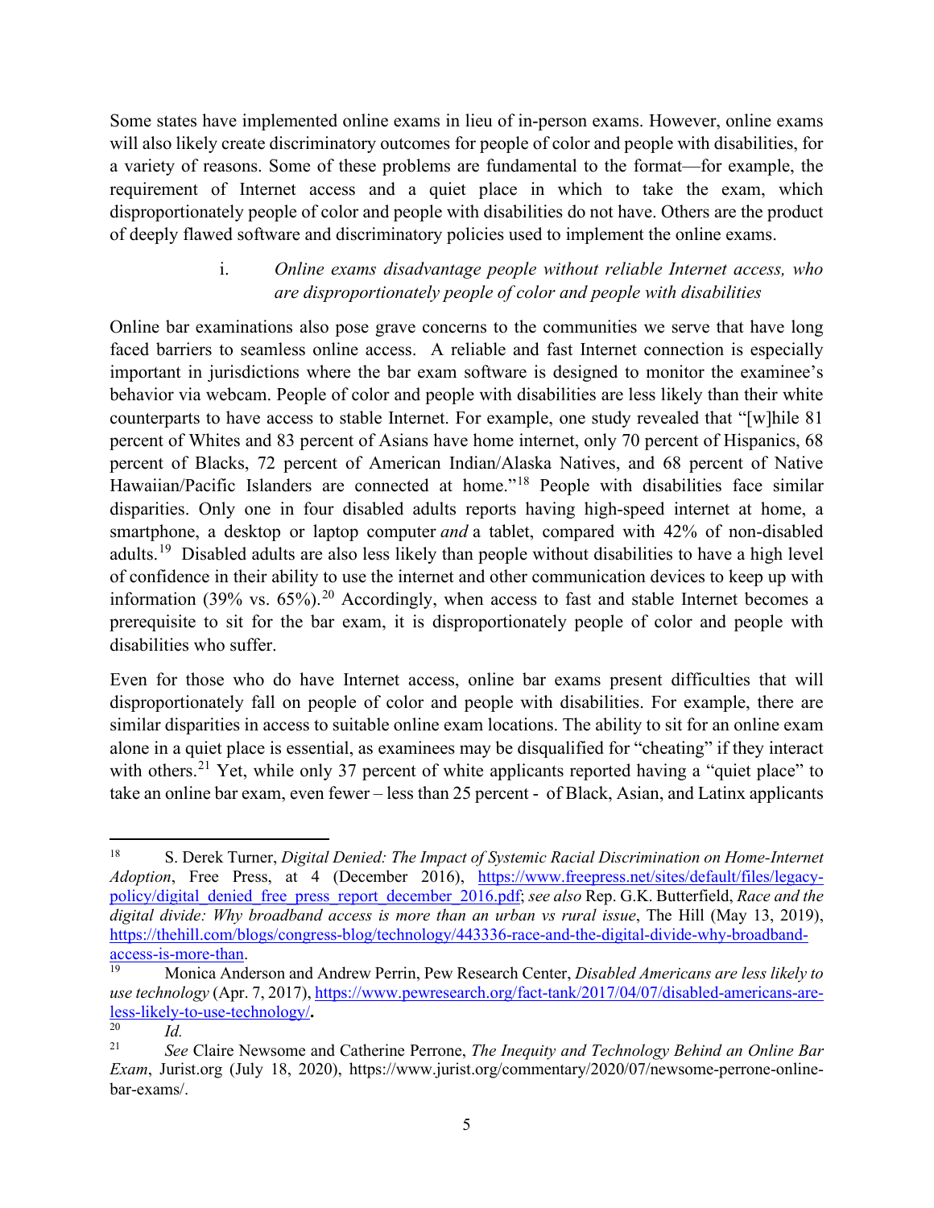Some states have implemented online exams in lieu of in-person exams. However, online exams will also likely create discriminatory outcomes for people of color and people with disabilities, for a variety of reasons. Some of these problems are fundamental to the format—for example, the requirement of Internet access and a quiet place in which to take the exam, which disproportionately people of color and people with disabilities do not have. Others are the product of deeply flawed software and discriminatory policies used to implement the online exams.

i. *Online exams disadvantage people without reliable Internet access, who are disproportionately people of color and people with disabilities*

Online bar examinations also pose grave concerns to the communities we serve that have long faced barriers to seamless online access. A reliable and fast Internet connection is especially important in jurisdictions where the bar exam software is designed to monitor the examinee's behavior via webcam. People of color and people with disabilities are less likely than their white counterparts to have access to stable Internet. For example, one study revealed that "[w]hile 81 percent of Whites and 83 percent of Asians have home internet, only 70 percent of Hispanics, 68 percent of Blacks, 72 percent of American Indian/Alaska Natives, and 68 percent of Native Hawaiian/Pacific Islanders are connected at home."[18] People with disabilities face similar disparities. Only one in four disabled adults reports having high-speed internet at home, a smartphone, a desktop or laptop computer *and* a tablet, compared with 42% of non-disabled adults.[19] Disabled adults are also less likely than people without disabilities to have a high level of confidence in their ability to use the internet and other communication devices to keep up with information (39% vs. 65%).[20] Accordingly, when access to fast and stable Internet becomes a prerequisite to sit for the bar exam, it is disproportionately people of color and people with disabilities who suffer.

Even for those who do have Internet access, online bar exams present difficulties that will disproportionately fall on people of color and people with disabilities. For example, there are similar disparities in access to suitable online exam locations. The ability to sit for an online exam alone in a quiet place is essential, as examinees may be disqualified for "cheating" if they interact with others.[21] Yet, while only 37 percent of white applicants reported having a "quiet place" to take an online bar exam, even fewer – less than 25 percent - of Black, Asian, and Latinx applicants

---

[18] S. Derek Turner, *Digital Denied: The Impact of Systemic Racial Discrimination on Home-Internet Adoption*, Free Press, at 4 (December 2016), https://www.freepress.net/sites/default/files/legacy-policy/digital_denied_free_press_report_december_2016.pdf; *see also* Rep. G.K. Butterfield, *Race and the digital divide: Why broadband access is more than an urban vs rural issue*, The Hill (May 13, 2019), https://thehill.com/blogs/congress-blog/technology/443336-race-and-the-digital-divide-why-broadband-access-is-more-than.

[19] Monica Anderson and Andrew Perrin, Pew Research Center, *Disabled Americans are less likely to use technology* (Apr. 7, 2017), https://www.pewresearch.org/fact-tank/2017/04/07/disabled-americans-are-less-likely-to-use-technology/.

[20] *Id.*

[21] *See* Claire Newsome and Catherine Perrone, *The Inequity and Technology Behind an Online Bar Exam*, Jurist.org (July 18, 2020), https://www.jurist.org/commentary/2020/07/newsome-perrone-online-bar-exams/.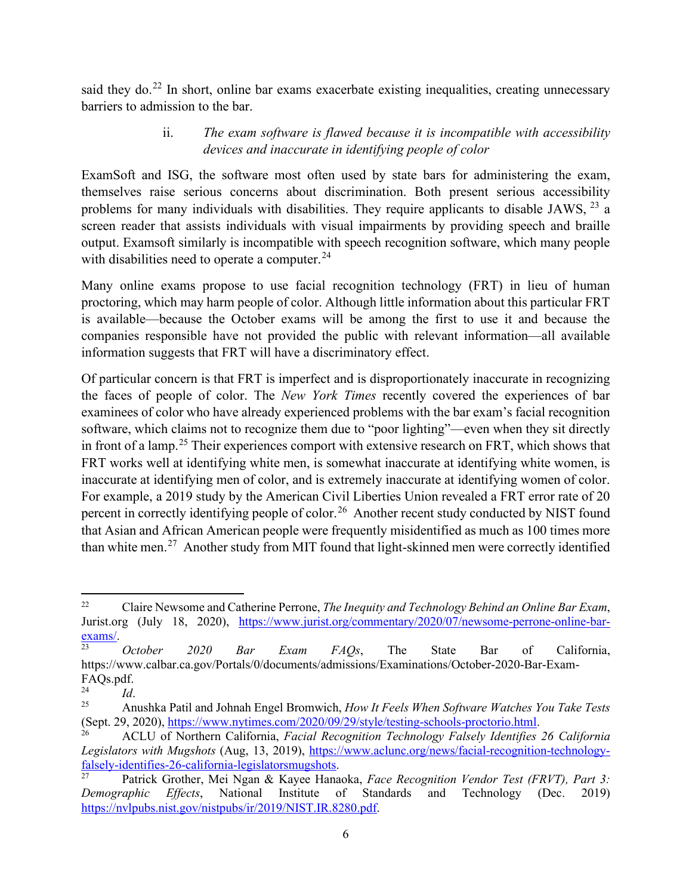said they do.[22] In short, online bar exams exacerbate existing inequalities, creating unnecessary barriers to admission to the bar.

### ii. *The exam software is flawed because it is incompatible with accessibility devices and inaccurate in identifying people of color*

ExamSoft and ISG, the software most often used by state bars for administering the exam, themselves raise serious concerns about discrimination. Both present serious accessibility problems for many individuals with disabilities. They require applicants to disable JAWS, [23] a screen reader that assists individuals with visual impairments by providing speech and braille output. Examsoft similarly is incompatible with speech recognition software, which many people with disabilities need to operate a computer.[24]

Many online exams propose to use facial recognition technology (FRT) in lieu of human proctoring, which may harm people of color. Although little information about this particular FRT is available—because the October exams will be among the first to use it and because the companies responsible have not provided the public with relevant information—all available information suggests that FRT will have a discriminatory effect.

Of particular concern is that FRT is imperfect and is disproportionately inaccurate in recognizing the faces of people of color. The *New York Times* recently covered the experiences of bar examinees of color who have already experienced problems with the bar exam's facial recognition software, which claims not to recognize them due to "poor lighting"—even when they sit directly in front of a lamp.[25] Their experiences comport with extensive research on FRT, which shows that FRT works well at identifying white men, is somewhat inaccurate at identifying white women, is inaccurate at identifying men of color, and is extremely inaccurate at identifying women of color. For example, a 2019 study by the American Civil Liberties Union revealed a FRT error rate of 20 percent in correctly identifying people of color.[26] Another recent study conducted by NIST found that Asian and African American people were frequently misidentified as much as 100 times more than white men.[27] Another study from MIT found that light-skinned men were correctly identified

---

[22] Claire Newsome and Catherine Perrone, *The Inequity and Technology Behind an Online Bar Exam*, Jurist.org (July 18, 2020), https://www.jurist.org/commentary/2020/07/newsome-perrone-online-bar-exams/.

[23] *October 2020 Bar Exam FAQs*, The State Bar of California, https://www.calbar.ca.gov/Portals/0/documents/admissions/Examinations/October-2020-Bar-Exam-FAQs.pdf.

[24] *Id*.

[25] Anushka Patil and Johnah Engel Bromwich, *How It Feels When Software Watches You Take Tests* (Sept. 29, 2020), https://www.nytimes.com/2020/09/29/style/testing-schools-proctorio.html.

[26] ACLU of Northern California, *Facial Recognition Technology Falsely Identifies 26 California Legislators with Mugshots* (Aug, 13, 2019), https://www.aclunc.org/news/facial-recognition-technology-falsely-identifies-26-california-legislatorsmugshots.

[27] Patrick Grother, Mei Ngan & Kayee Hanaoka, *Face Recognition Vendor Test (FRVT), Part 3: Demographic Effects*, National Institute of Standards and Technology (Dec. 2019) https://nvlpubs.nist.gov/nistpubs/ir/2019/NIST.IR.8280.pdf.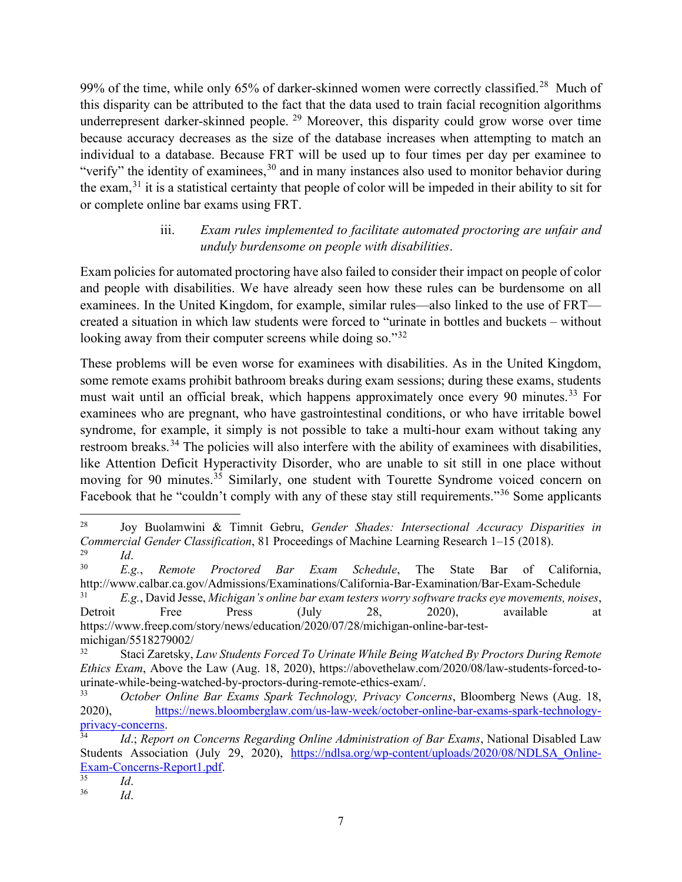99% of the time, while only 65% of darker-skinned women were correctly classified.[28] Much of this disparity can be attributed to the fact that the data used to train facial recognition algorithms underrepresent darker-skinned people.[29] Moreover, this disparity could grow worse over time because accuracy decreases as the size of the database increases when attempting to match an individual to a database. Because FRT will be used up to four times per day per examinee to "verify" the identity of examinees,[30] and in many instances also used to monitor behavior during the exam,[31] it is a statistical certainty that people of color will be impeded in their ability to sit for or complete online bar exams using FRT.

iii. *Exam rules implemented to facilitate automated proctoring are unfair and unduly burdensome on people with disabilities*.

Exam policies for automated proctoring have also failed to consider their impact on people of color and people with disabilities. We have already seen how these rules can be burdensome on all examinees. In the United Kingdom, for example, similar rules—also linked to the use of FRT—created a situation in which law students were forced to "urinate in bottles and buckets – without looking away from their computer screens while doing so."[32]

These problems will be even worse for examinees with disabilities. As in the United Kingdom, some remote exams prohibit bathroom breaks during exam sessions; during these exams, students must wait until an official break, which happens approximately once every 90 minutes.[33] For examinees who are pregnant, who have gastrointestinal conditions, or who have irritable bowel syndrome, for example, it simply is not possible to take a multi-hour exam without taking any restroom breaks.[34] The policies will also interfere with the ability of examinees with disabilities, like Attention Deficit Hyperactivity Disorder, who are unable to sit still in one place without moving for 90 minutes.[35] Similarly, one student with Tourette Syndrome voiced concern on Facebook that he "couldn't comply with any of these stay still requirements."[36] Some applicants

---

[28] Joy Buolamwini & Timnit Gebru, *Gender Shades: Intersectional Accuracy Disparities in Commercial Gender Classification*, 81 Proceedings of Machine Learning Research 1–15 (2018).

[29] *Id*.

[30] *E.g.*, *Remote Proctored Bar Exam Schedule*, The State Bar of California, http://www.calbar.ca.gov/Admissions/Examinations/California-Bar-Examination/Bar-Exam-Schedule

[31] *E.g.*, David Jesse, *Michigan's online bar exam testers worry software tracks eye movements, noises*, Detroit Free Press (July 28, 2020), available at https://www.freep.com/story/news/education/2020/07/28/michigan-online-bar-test-michigan/5518279002/

[32] Staci Zaretsky, *Law Students Forced To Urinate While Being Watched By Proctors During Remote Ethics Exam*, Above the Law (Aug. 18, 2020), https://abovethelaw.com/2020/08/law-students-forced-to-urinate-while-being-watched-by-proctors-during-remote-ethics-exam/.

[33] *October Online Bar Exams Spark Technology, Privacy Concerns*, Bloomberg News (Aug. 18, 2020), https://news.bloomberglaw.com/us-law-week/october-online-bar-exams-spark-technology-privacy-concerns.

[34] *Id*.; *Report on Concerns Regarding Online Administration of Bar Exams*, National Disabled Law Students Association (July 29, 2020), https://ndlsa.org/wp-content/uploads/2020/08/NDLSA_Online-Exam-Concerns-Report1.pdf.

[35] *Id*.

[36] *Id*.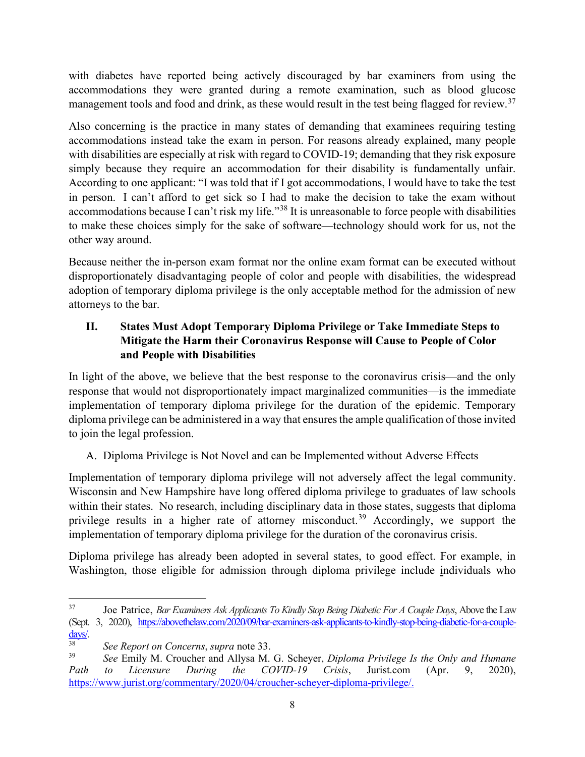with diabetes have reported being actively discouraged by bar examiners from using the accommodations they were granted during a remote examination, such as blood glucose management tools and food and drink, as these would result in the test being flagged for review.[37]

Also concerning is the practice in many states of demanding that examinees requiring testing accommodations instead take the exam in person. For reasons already explained, many people with disabilities are especially at risk with regard to COVID-19; demanding that they risk exposure simply because they require an accommodation for their disability is fundamentally unfair. According to one applicant: "I was told that if I got accommodations, I would have to take the test in person. I can't afford to get sick so I had to make the decision to take the exam without accommodations because I can't risk my life."[38] It is unreasonable to force people with disabilities to make these choices simply for the sake of software—technology should work for us, not the other way around.

Because neither the in-person exam format nor the online exam format can be executed without disproportionately disadvantaging people of color and people with disabilities, the widespread adoption of temporary diploma privilege is the only acceptable method for the admission of new attorneys to the bar.

## II. States Must Adopt Temporary Diploma Privilege or Take Immediate Steps to Mitigate the Harm their Coronavirus Response will Cause to People of Color and People with Disabilities

In light of the above, we believe that the best response to the coronavirus crisis—and the only response that would not disproportionately impact marginalized communities—is the immediate implementation of temporary diploma privilege for the duration of the epidemic. Temporary diploma privilege can be administered in a way that ensures the ample qualification of those invited to join the legal profession.

### A. Diploma Privilege is Not Novel and can be Implemented without Adverse Effects

Implementation of temporary diploma privilege will not adversely affect the legal community. Wisconsin and New Hampshire have long offered diploma privilege to graduates of law schools within their states. No research, including disciplinary data in those states, suggests that diploma privilege results in a higher rate of attorney misconduct.[39] Accordingly, we support the implementation of temporary diploma privilege for the duration of the coronavirus crisis.

Diploma privilege has already been adopted in several states, to good effect. For example, in Washington, those eligible for admission through diploma privilege include individuals who

---

[37] Joe Patrice, *Bar Examiners Ask Applicants To Kindly Stop Being Diabetic For A Couple Days*, Above the Law (Sept. 3, 2020), https://abovethelaw.com/2020/09/bar-examiners-ask-applicants-to-kindly-stop-being-diabetic-for-a-couple-days/.

[38] *See Report on Concerns*, *supra* note 33.

[39] *See* Emily M. Croucher and Allysa M. G. Scheyer, *Diploma Privilege Is the Only and Humane Path to Licensure During the COVID-19 Crisis*, Jurist.com (Apr. 9, 2020), https://www.jurist.org/commentary/2020/04/croucher-scheyer-diploma-privilege/.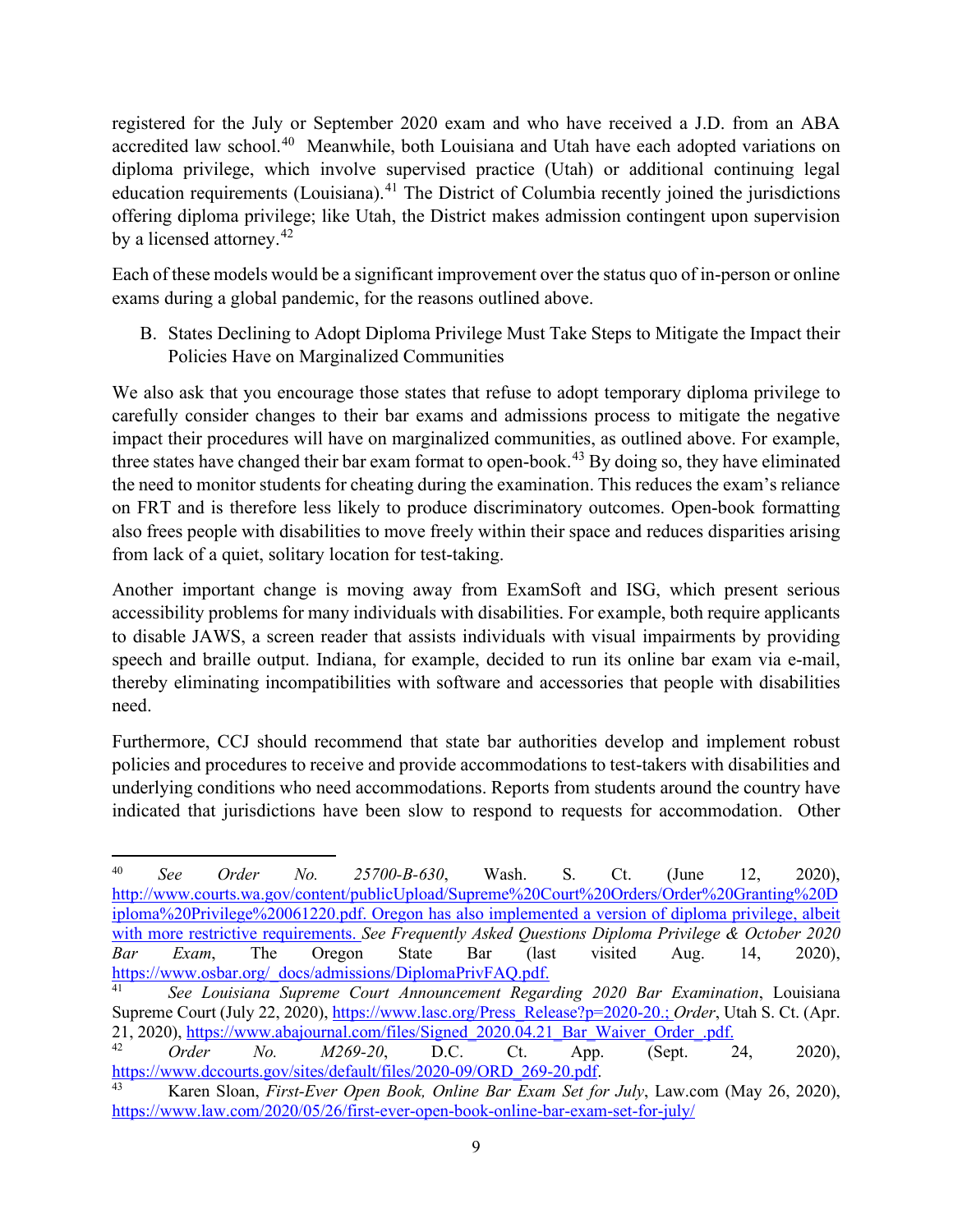registered for the July or September 2020 exam and who have received a J.D. from an ABA accredited law school.[40] Meanwhile, both Louisiana and Utah have each adopted variations on diploma privilege, which involve supervised practice (Utah) or additional continuing legal education requirements (Louisiana).[41] The District of Columbia recently joined the jurisdictions offering diploma privilege; like Utah, the District makes admission contingent upon supervision by a licensed attorney.[42]

Each of these models would be a significant improvement over the status quo of in-person or online exams during a global pandemic, for the reasons outlined above.

B. States Declining to Adopt Diploma Privilege Must Take Steps to Mitigate the Impact their Policies Have on Marginalized Communities

We also ask that you encourage those states that refuse to adopt temporary diploma privilege to carefully consider changes to their bar exams and admissions process to mitigate the negative impact their procedures will have on marginalized communities, as outlined above. For example, three states have changed their bar exam format to open-book.[43] By doing so, they have eliminated the need to monitor students for cheating during the examination. This reduces the exam's reliance on FRT and is therefore less likely to produce discriminatory outcomes. Open-book formatting also frees people with disabilities to move freely within their space and reduces disparities arising from lack of a quiet, solitary location for test-taking.

Another important change is moving away from ExamSoft and ISG, which present serious accessibility problems for many individuals with disabilities. For example, both require applicants to disable JAWS, a screen reader that assists individuals with visual impairments by providing speech and braille output. Indiana, for example, decided to run its online bar exam via e-mail, thereby eliminating incompatibilities with software and accessories that people with disabilities need.

Furthermore, CCJ should recommend that state bar authorities develop and implement robust policies and procedures to receive and provide accommodations to test-takers with disabilities and underlying conditions who need accommodations. Reports from students around the country have indicated that jurisdictions have been slow to respond to requests for accommodation. Other

---

[40] *See Order No. 25700-B-630*, Wash. S. Ct. (June 12, 2020), http://www.courts.wa.gov/content/publicUpload/Supreme%20Court%20Orders/Order%20Granting%20Diploma%20Privilege%2006122 0.pdf. Oregon has also implemented a version of diploma privilege, albeit with more restrictive requirements. *See Frequently Asked Questions Diploma Privilege & October 2020 Bar Exam*, The Oregon State Bar (last visited Aug. 14, 2020), https://www.osbar.org/_docs/admissions/DiplomaPrivFAQ.pdf.

[41] *See Louisiana Supreme Court Announcement Regarding 2020 Bar Examination*, Louisiana Supreme Court (July 22, 2020), https://www.lasc.org/Press_Release?p=2020-20.; *Order*, Utah S. Ct. (Apr. 21, 2020), https://www.abajournal.com/files/Signed_2020.04.21_Bar_Waiver_Order_.pdf.

[42] *Order No. M269-20*, D.C. Ct. App. (Sept. 24, 2020), https://www.dccourts.gov/sites/default/files/2020-09/ORD_269-20.pdf.

[43] Karen Sloan, *First-Ever Open Book, Online Bar Exam Set for July*, Law.com (May 26, 2020), https://www.law.com/2020/05/26/first-ever-open-book-online-bar-exam-set-for-july/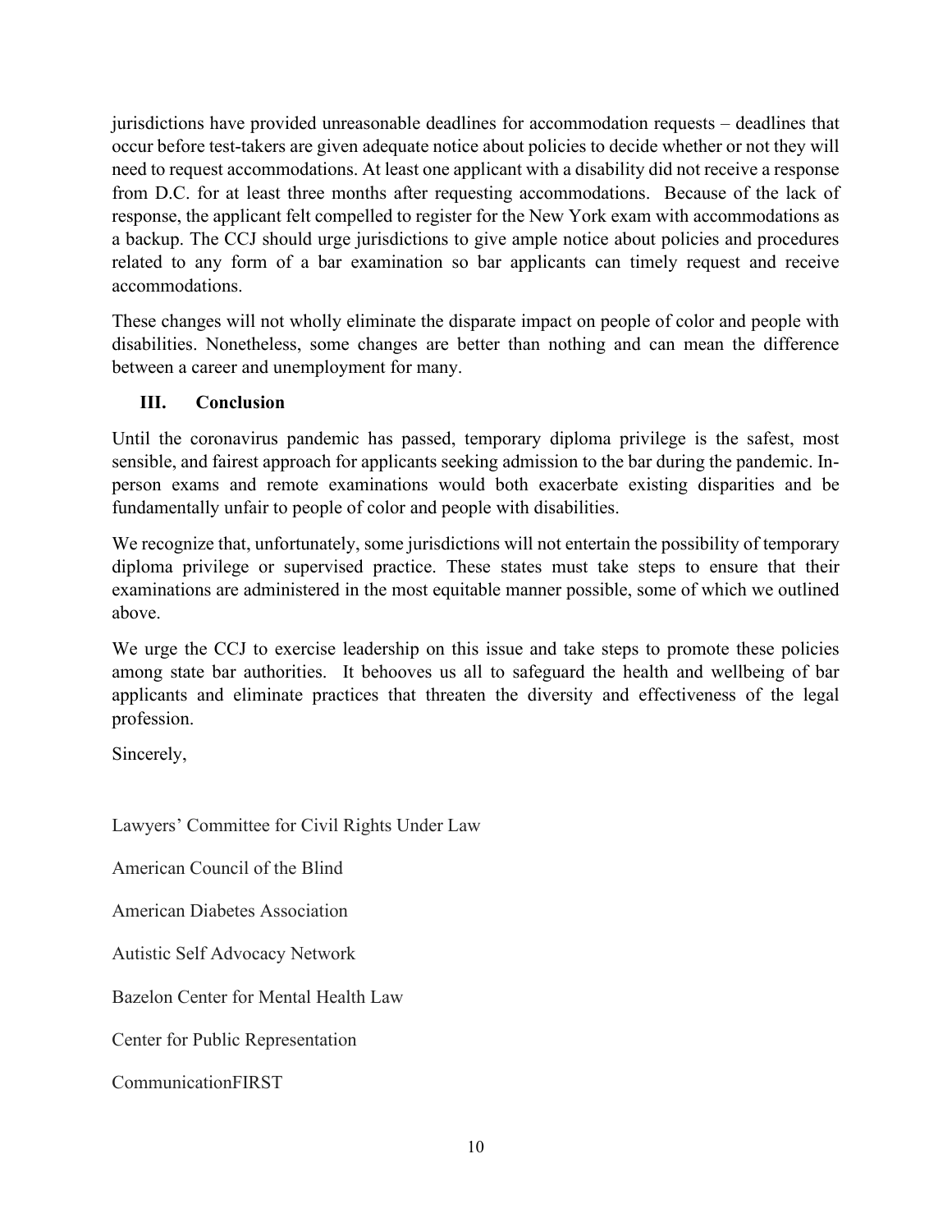jurisdictions have provided unreasonable deadlines for accommodation requests – deadlines that occur before test-takers are given adequate notice about policies to decide whether or not they will need to request accommodations. At least one applicant with a disability did not receive a response from D.C. for at least three months after requesting accommodations. Because of the lack of response, the applicant felt compelled to register for the New York exam with accommodations as a backup. The CCJ should urge jurisdictions to give ample notice about policies and procedures related to any form of a bar examination so bar applicants can timely request and receive accommodations.

These changes will not wholly eliminate the disparate impact on people of color and people with disabilities. Nonetheless, some changes are better than nothing and can mean the difference between a career and unemployment for many.

## III. Conclusion

Until the coronavirus pandemic has passed, temporary diploma privilege is the safest, most sensible, and fairest approach for applicants seeking admission to the bar during the pandemic. In-person exams and remote examinations would both exacerbate existing disparities and be fundamentally unfair to people of color and people with disabilities.

We recognize that, unfortunately, some jurisdictions will not entertain the possibility of temporary diploma privilege or supervised practice. These states must take steps to ensure that their examinations are administered in the most equitable manner possible, some of which we outlined above.

We urge the CCJ to exercise leadership on this issue and take steps to promote these policies among state bar authorities. It behooves us all to safeguard the health and wellbeing of bar applicants and eliminate practices that threaten the diversity and effectiveness of the legal profession.

Sincerely,

Lawyers' Committee for Civil Rights Under Law

American Council of the Blind

American Diabetes Association

Autistic Self Advocacy Network

Bazelon Center for Mental Health Law

Center for Public Representation

CommunicationFIRST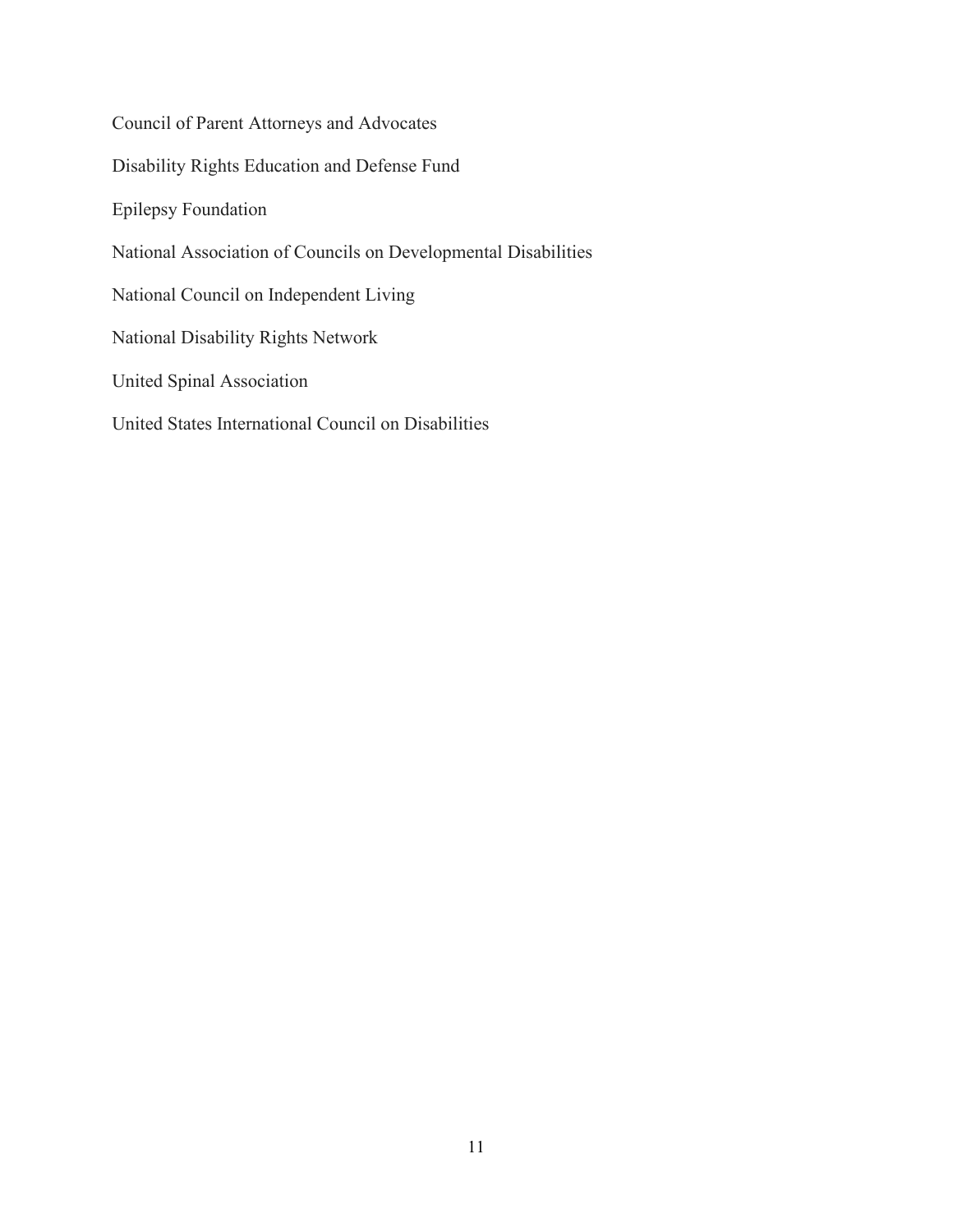Council of Parent Attorneys and Advocates

Disability Rights Education and Defense Fund

Epilepsy Foundation

National Association of Councils on Developmental Disabilities

National Council on Independent Living

National Disability Rights Network

United Spinal Association

United States International Council on Disabilities